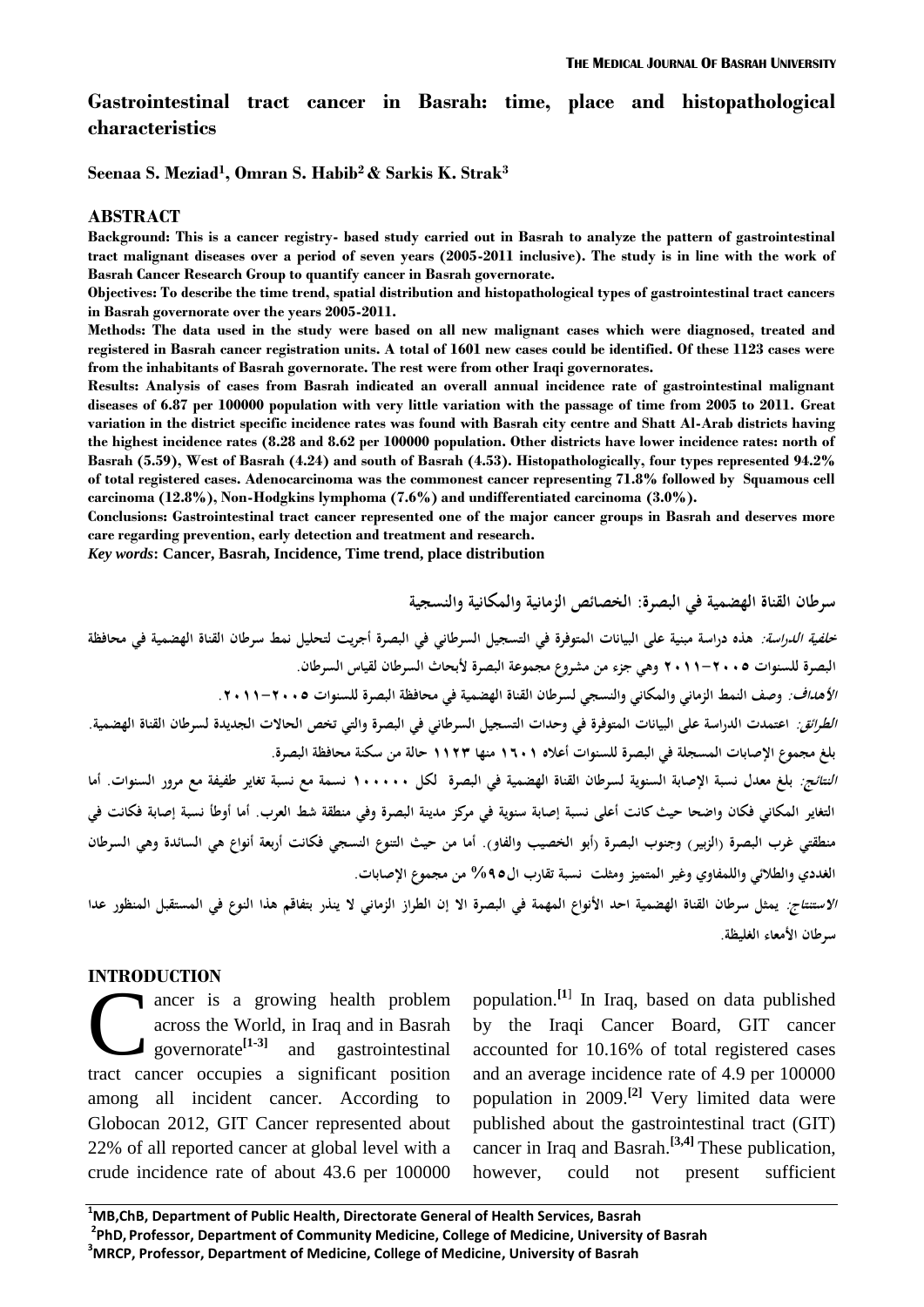# Gastrointestinal tract cancer in Basrah: time, place and histopathological characteristics

**Seenaa S. Meziad[1], Omran S. Habib[2] & Sarkis K. Strak[3]**

## ABSTRACT

**Background: This is a cancer registry- based study carried out in Basrah to analyze the pattern of gastrointestinal tract malignant diseases over a period of seven years (2005-2011 inclusive). The study is in line with the work of Basrah Cancer Research Group to quantify cancer in Basrah governorate.**

**Objectives: To describe the time trend, spatial distribution and histopathological types of gastrointestinal tract cancers in Basrah governorate over the years 2005-2011.**

**Methods: The data used in the study were based on all new malignant cases which were diagnosed, treated and registered in Basrah cancer registration units. A total of 1601 new cases could be identified. Of these 1123 cases were from the inhabitants of Basrah governorate. The rest were from other Iraqi governorates.**

**Results: Analysis of cases from Basrah indicated an overall annual incidence rate of gastrointestinal malignant diseases of 6.87 per 100000 population with very little variation with the passage of time from 2005 to 2011. Great variation in the district specific incidence rates was found with Basrah city centre and Shatt Al-Arab districts having the highest incidence rates (8.28 and 8.62 per 100000 population. Other districts have lower incidence rates: north of Basrah (5.59), West of Basrah (4.24) and south of Basrah (4.53). Histopathologically, four types represented 94.2% of total registered cases. Adenocarcinoma was the commonest cancer representing 71.8% followed by Squamous cell carcinoma (12.8%), Non-Hodgkins lymphoma (7.6%) and undifferentiated carcinoma (3.0%).**

**Conclusions: Gastrointestinal tract cancer represented one of the major cancer groups in Basrah and deserves more care regarding prevention, early detection and treatment and research.**

***Key words*: Cancer, Basrah, Incidence, Time trend, place distribution**

## سرطان القناة الهضمية في البصرة: الخصائص الزمانية والمكانية والنسجية

***خلفية الدراسة:*** **هذه دراسة مبنية على البيانات المتوفرة في التسجيل السرطاني في البصرة أجريت لتحليل نمط سرطان القناة الهضمية في محافظة البصرة للسنوات ٢٠٠٥-٢٠١١ وهي جزء من مشروع مجموعة البصرة لأبحاث السرطان لقياس السرطان.**

***الأهداف:*** **وصف النمط الزماني والمكاني والنسجي لسرطان القناة الهضمية في محافظة البصرة للسنوات ٢٠٠٥-٢٠١١.**

***الطرائق:*** **اعتمدت الدراسة على البيانات المتوفرة في وحدات التسجيل السرطاني في البصرة والتي تخص الحالات الجديدة لسرطان القناة الهضمية. بلغ مجموع الإصابات المسجلة في البصرة للسنوات أعلاه ١٦٠١ منها ١١٢٣ حالة من سكنة محافظة البصرة.**

***النتائج:*** **بلغ معدل نسبة الإصابة السنوية لسرطان القناة الهضمية في البصرة لكل ١٠٠٠٠٠ نسمة مع نسبة تغاير طفيفة مع مرور السنوات. أما التغاير المكاني فكان واضحا حيث كانت أعلى نسبة إصابة سنوية في مركز مدينة البصرة وفي منطقة شط العرب. أما أوطأ نسبة إصابة فكانت في منطقتي غرب البصرة (الزبير) وجنوب البصرة (أبو الخصيب والفاو). أما من حيث التنوع النسجي فكانت أربعة أنواع هي السائدة وهي السرطان الغددي والطلائي واللمفاوي وغير المتميز ومثلت نسبة تقارب ال٩٥% من مجموع الإصابات.**

***الاستنتاج:*** **يمثل سرطان القناة الهضمية احد الأنواع المهمة في البصرة الا إن الطراز الزماني لا ينذر بتفاقم هذا النوع في المستقبل المنظور عدا سرطان الأمعاء الغليظة.**

## INTRODUCTION

Cancer is a growing health problem across the World, in Iraq and in Basrah governorate[1-3] and gastrointestinal tract cancer occupies a significant position among all incident cancer. According to Globocan 2012, GIT Cancer represented about 22% of all reported cancer at global level with a crude incidence rate of about 43.6 per 100000 population.[1] In Iraq, based on data published by the Iraqi Cancer Board, GIT cancer accounted for 10.16% of total registered cases and an average incidence rate of 4.9 per 100000 population in 2009.[2] Very limited data were published about the gastrointestinal tract (GIT) cancer in Iraq and Basrah.[3,4] These publication, however, could not present sufficient

---

[1]MB,ChB, Department of Public Health, Directorate General of Health Services, Basrah

[2]PhD, Professor, Department of Community Medicine, College of Medicine, University of Basrah

[3]MRCP, Professor, Department of Medicine, College of Medicine, University of Basrah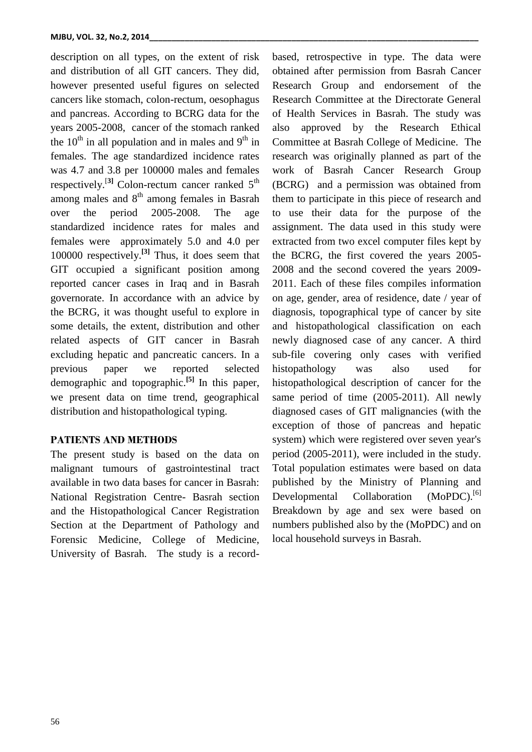description on all types, on the extent of risk and distribution of all GIT cancers. They did, however presented useful figures on selected cancers like stomach, colon-rectum, oesophagus and pancreas. According to BCRG data for the years 2005-2008, cancer of the stomach ranked the 10th in all population and in males and 9th in females. The age standardized incidence rates was 4.7 and 3.8 per 100000 males and females respectively.[3] Colon-rectum cancer ranked 5th among males and 8th among females in Basrah over the period 2005-2008. The age standardized incidence rates for males and females were approximately 5.0 and 4.0 per 100000 respectively.[3] Thus, it does seem that GIT occupied a significant position among reported cancer cases in Iraq and in Basrah governorate. In accordance with an advice by the BCRG, it was thought useful to explore in some details, the extent, distribution and other related aspects of GIT cancer in Basrah excluding hepatic and pancreatic cancers. In a previous paper we reported selected demographic and topographic.[5] In this paper, we present data on time trend, geographical distribution and histopathological typing.

## PATIENTS AND METHODS

The present study is based on the data on malignant tumours of gastrointestinal tract available in two data bases for cancer in Basrah: National Registration Centre- Basrah section and the Histopathological Cancer Registration Section at the Department of Pathology and Forensic Medicine, College of Medicine, University of Basrah. The study is a record-based, retrospective in type. The data were obtained after permission from Basrah Cancer Research Group and endorsement of the Research Committee at the Directorate General of Health Services in Basrah. The study was also approved by the Research Ethical Committee at Basrah College of Medicine. The research was originally planned as part of the work of Basrah Cancer Research Group (BCRG) and a permission was obtained from them to participate in this piece of research and to use their data for the purpose of the assignment. The data used in this study were extracted from two excel computer files kept by the BCRG, the first covered the years 2005-2008 and the second covered the years 2009-2011. Each of these files compiles information on age, gender, area of residence, date / year of diagnosis, topographical type of cancer by site and histopathological classification on each newly diagnosed case of any cancer. A third sub-file covering only cases with verified histopathology was also used for histopathological description of cancer for the same period of time (2005-2011). All newly diagnosed cases of GIT malignancies (with the exception of those of pancreas and hepatic system) which were registered over seven year's period (2005-2011), were included in the study. Total population estimates were based on data published by the Ministry of Planning and Developmental Collaboration (MoPDC).[6] Breakdown by age and sex were based on numbers published also by the (MoPDC) and on local household surveys in Basrah.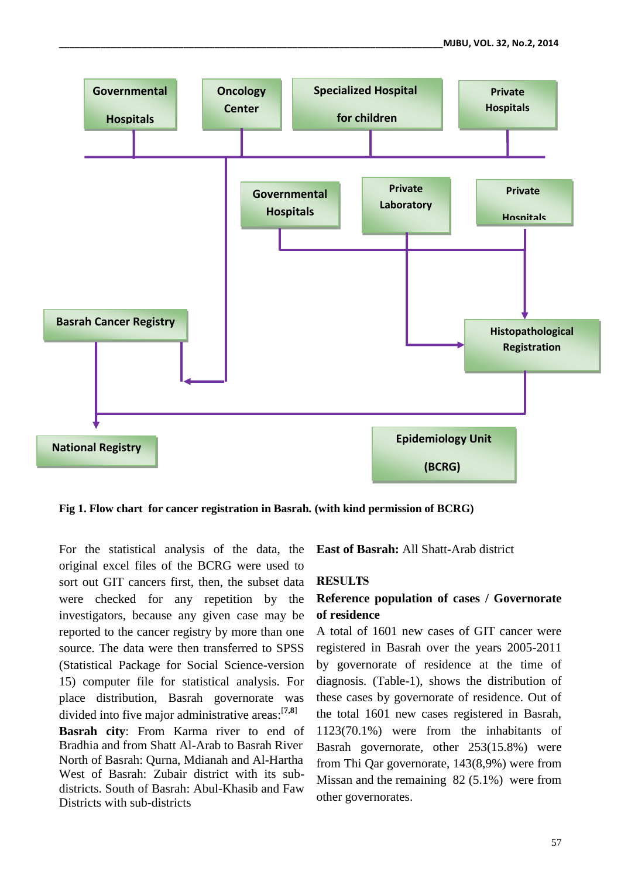Governmental Hospitals

Oncology Center

Specialized Hospital for children

Private Hospitals

Governmental Hospitals

Private Laboratory

Private Hospitals

Basrah Cancer Registry

Histopathological Registration

National Registry

Epidemiology Unit (BCRG)

**Fig 1. Flow chart for cancer registration in Basrah. (with kind permission of BCRG)**

For the statistical analysis of the data, the original excel files of the BCRG were used to sort out GIT cancers first, then, the subset data were checked for any repetition by the investigators, because any given case may be reported to the cancer registry by more than one source. The data were then transferred to SPSS (Statistical Package for Social Science-version 15) computer file for statistical analysis. For place distribution, Basrah governorate was divided into five major administrative areas:[7,8]

**Basrah city**: From Karma river to end of Bradhia and from Shatt Al-Arab to Basrah River North of Basrah: Qurna, Mdianah and Al-Hartha West of Basrah: Zubair district with its sub-districts. South of Basrah: Abul-Khasib and Faw Districts with sub-districts

**East of Basrah:** All Shatt-Arab district

## RESULTS

### Reference population of cases / Governorate of residence

A total of 1601 new cases of GIT cancer were registered in Basrah over the years 2005-2011 by governorate of residence at the time of diagnosis. (Table-1), shows the distribution of these cases by governorate of residence. Out of the total 1601 new cases registered in Basrah, 1123(70.1%) were from the inhabitants of Basrah governorate, other 253(15.8%) were from Thi Qar governorate, 143(8,9%) were from Missan and the remaining 82 (5.1%) were from other governorates.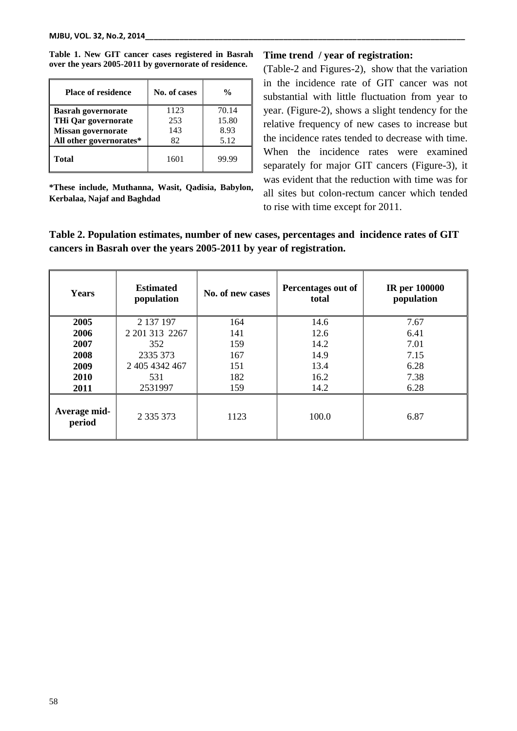**Table 1. New GIT cancer cases registered in Basrah over the years 2005-2011 by governorate of residence.**

| Place of residence | No. of cases | % |
|---|---|---|
| **Basrah governorate** | 1123 | 70.14 |
| **THi Qar governorate** | 253 | 15.80 |
| **Missan governorate** | 143 | 8.93 |
| **All other governorates*** | 82 | 5.12 |
| **Total** | 1601 | 99.99 |

**\*These include, Muthanna, Wasit, Qadisia, Babylon, Kerbalaa, Najaf and Baghdad**

**Time trend / year of registration:**

(Table-2 and Figures-2), show that the variation in the incidence rate of GIT cancer was not substantial with little fluctuation from year to year. (Figure-2), shows a slight tendency for the relative frequency of new cases to increase but the incidence rates tended to decrease with time. When the incidence rates were examined separately for major GIT cancers (Figure-3), it was evident that the reduction with time was for all sites but colon-rectum cancer which tended to rise with time except for 2011.

**Table 2. Population estimates, number of new cases, percentages and incidence rates of GIT cancers in Basrah over the years 2005-2011 by year of registration.**

| Years | Estimated population | No. of new cases | Percentages out of total | IR per 100000 population |
|---|---|---|---|---|
| **2005** | 2 137 197 | 164 | 14.6 | 7.67 |
| **2006** | 2 201 313 2267 | 141 | 12.6 | 6.41 |
| **2007** | 352 | 159 | 14.2 | 7.01 |
| **2008** | 2335 373 | 167 | 14.9 | 7.15 |
| **2009** | 2 405 4342 467 | 151 | 13.4 | 6.28 |
| **2010** | 531 | 182 | 16.2 | 7.38 |
| **2011** | 2531997 | 159 | 14.2 | 6.28 |
| **Average mid-period** | 2 335 373 | 1123 | 100.0 | 6.87 |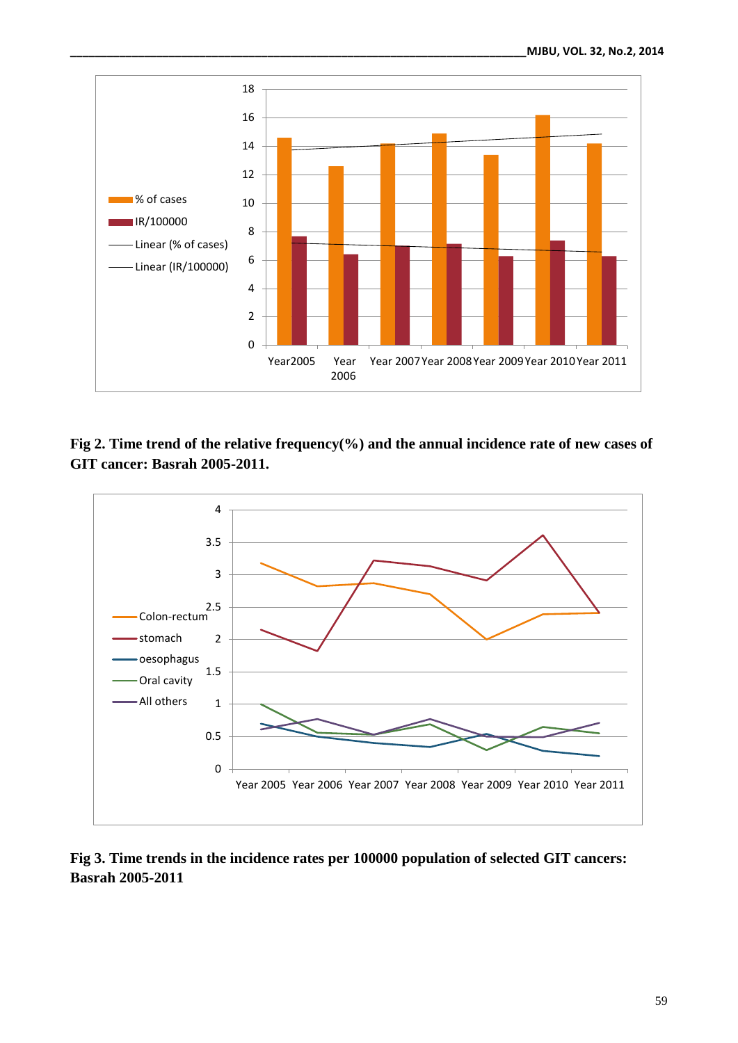**Fig 2. Time trend of the relative frequency(%) and the annual incidence rate of new cases of GIT cancer: Basrah 2005-2011.**

**Fig 3. Time trends in the incidence rates per 100000 population of selected GIT cancers: Basrah 2005-2011**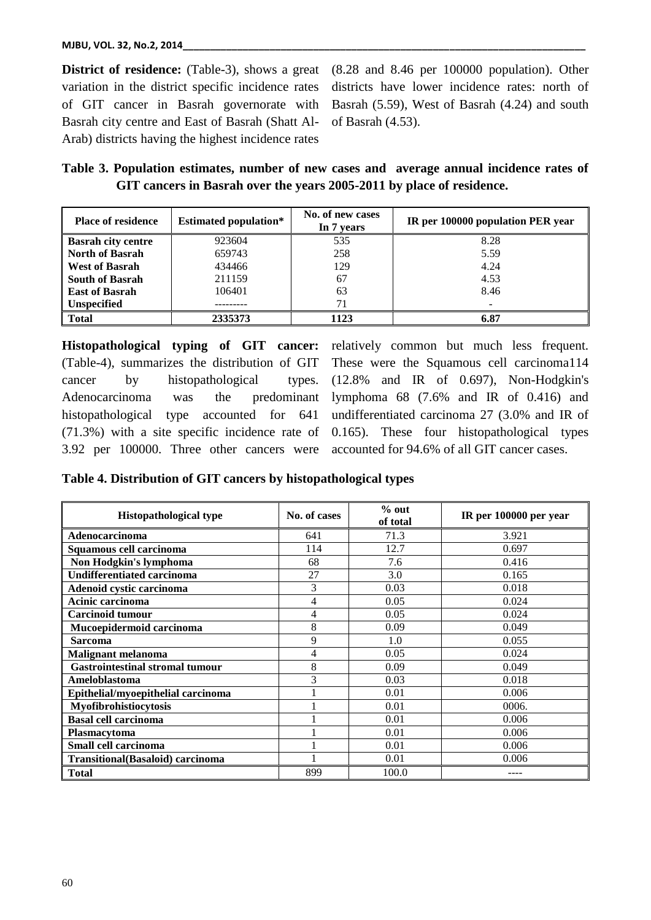**District of residence:** (Table-3), shows a great variation in the district specific incidence rates of GIT cancer in Basrah governorate with Basrah city centre and East of Basrah (Shatt Al-Arab) districts having the highest incidence rates (8.28 and 8.46 per 100000 population). Other districts have lower incidence rates: north of Basrah (5.59), West of Basrah (4.24) and south of Basrah (4.53).

**Table 3. Population estimates, number of new cases and average annual incidence rates of GIT cancers in Basrah over the years 2005-2011 by place of residence.**

| Place of residence | Estimated population* | No. of new cases In 7 years | IR per 100000 population PER year |
|---|---|---|---|
| **Basrah city centre** | 923604 | 535 | 8.28 |
| **North of Basrah** | 659743 | 258 | 5.59 |
| **West of Basrah** | 434466 | 129 | 4.24 |
| **South of Basrah** | 211159 | 67 | 4.53 |
| **East of Basrah** | 106401 | 63 | 8.46 |
| **Unspecified** | --------- | 71 | - |
| **Total** | **2335373** | **1123** | **6.87** |

**Histopathological typing of GIT cancer:** (Table-4), summarizes the distribution of GIT cancer by histopathological types. Adenocarcinoma was the predominant histopathological type accounted for 641 (71.3%) with a site specific incidence rate of 3.92 per 100000. Three other cancers were relatively common but much less frequent. These were the Squamous cell carcinoma114 (12.8% and IR of 0.697), Non-Hodgkin's lymphoma 68 (7.6% and IR of 0.416) and undifferentiated carcinoma 27 (3.0% and IR of 0.165). These four histopathological types accounted for 94.6% of all GIT cancer cases.

**Table 4. Distribution of GIT cancers by histopathological types**

| Histopathological type | No. of cases | % out of total | IR per 100000 per year |
|---|---|---|---|
| **Adenocarcinoma** | 641 | 71.3 | 3.921 |
| **Squamous cell carcinoma** | 114 | 12.7 | 0.697 |
| **Non Hodgkin's lymphoma** | 68 | 7.6 | 0.416 |
| **Undifferentiated carcinoma** | 27 | 3.0 | 0.165 |
| **Adenoid cystic carcinoma** | 3 | 0.03 | 0.018 |
| **Acinic carcinoma** | 4 | 0.05 | 0.024 |
| **Carcinoid tumour** | 4 | 0.05 | 0.024 |
| **Mucoepidermoid carcinoma** | 8 | 0.09 | 0.049 |
| **Sarcoma** | 9 | 1.0 | 0.055 |
| **Malignant melanoma** | 4 | 0.05 | 0.024 |
| **Gastrointestinal stromal tumour** | 8 | 0.09 | 0.049 |
| **Ameloblastoma** | 3 | 0.03 | 0.018 |
| **Epithelial/myoepithelial carcinoma** | 1 | 0.01 | 0.006 |
| **Myofibrohistiocytosis** | 1 | 0.01 | 0006. |
| **Basal cell carcinoma** | 1 | 0.01 | 0.006 |
| **Plasmacytoma** | 1 | 0.01 | 0.006 |
| **Small cell carcinoma** | 1 | 0.01 | 0.006 |
| **Transitional(Basaloid) carcinoma** | 1 | 0.01 | 0.006 |
| **Total** | 899 | 100.0 | ---- |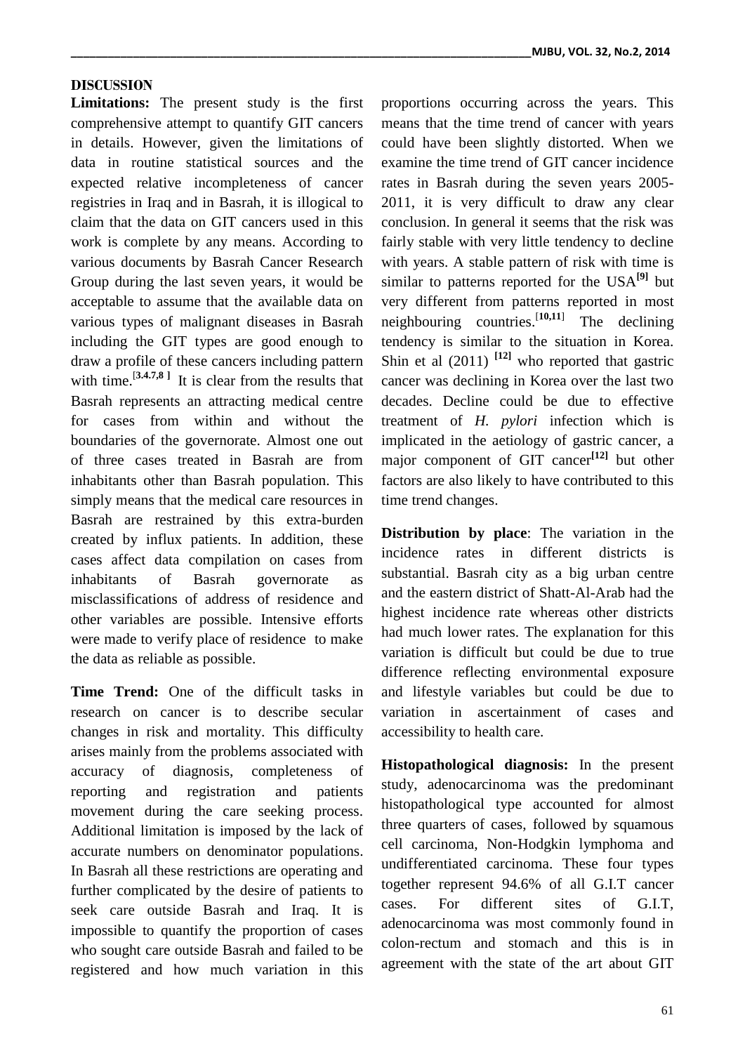## DISCUSSION

**Limitations:** The present study is the first comprehensive attempt to quantify GIT cancers in details. However, given the limitations of data in routine statistical sources and the expected relative incompleteness of cancer registries in Iraq and in Basrah, it is illogical to claim that the data on GIT cancers used in this work is complete by any means. According to various documents by Basrah Cancer Research Group during the last seven years, it would be acceptable to assume that the available data on various types of malignant diseases in Basrah including the GIT types are good enough to draw a profile of these cancers including pattern with time.[3.4.7,8] It is clear from the results that Basrah represents an attracting medical centre for cases from within and without the boundaries of the governorate. Almost one out of three cases treated in Basrah are from inhabitants other than Basrah population. This simply means that the medical care resources in Basrah are restrained by this extra-burden created by influx patients. In addition, these cases affect data compilation on cases from inhabitants of Basrah governorate as misclassifications of address of residence and other variables are possible. Intensive efforts were made to verify place of residence to make the data as reliable as possible.

**Time Trend:** One of the difficult tasks in research on cancer is to describe secular changes in risk and mortality. This difficulty arises mainly from the problems associated with accuracy of diagnosis, completeness of reporting and registration and patients movement during the care seeking process. Additional limitation is imposed by the lack of accurate numbers on denominator populations. In Basrah all these restrictions are operating and further complicated by the desire of patients to seek care outside Basrah and Iraq. It is impossible to quantify the proportion of cases who sought care outside Basrah and failed to be registered and how much variation in this proportions occurring across the years. This means that the time trend of cancer with years could have been slightly distorted. When we examine the time trend of GIT cancer incidence rates in Basrah during the seven years 2005-2011, it is very difficult to draw any clear conclusion. In general it seems that the risk was fairly stable with very little tendency to decline with years. A stable pattern of risk with time is similar to patterns reported for the USA[9] but very different from patterns reported in most neighbouring countries.[10,11] The declining tendency is similar to the situation in Korea. Shin et al (2011) [12] who reported that gastric cancer was declining in Korea over the last two decades. Decline could be due to effective treatment of *H. pylori* infection which is implicated in the aetiology of gastric cancer, a major component of GIT cancer[12] but other factors are also likely to have contributed to this time trend changes.

**Distribution by place**: The variation in the incidence rates in different districts is substantial. Basrah city as a big urban centre and the eastern district of Shatt-Al-Arab had the highest incidence rate whereas other districts had much lower rates. The explanation for this variation is difficult but could be due to true difference reflecting environmental exposure and lifestyle variables but could be due to variation in ascertainment of cases and accessibility to health care.

**Histopathological diagnosis:** In the present study, adenocarcinoma was the predominant histopathological type accounted for almost three quarters of cases, followed by squamous cell carcinoma, Non-Hodgkin lymphoma and undifferentiated carcinoma. These four types together represent 94.6% of all G.I.T cancer cases. For different sites of G.I.T, adenocarcinoma was most commonly found in colon-rectum and stomach and this is in agreement with the state of the art about GIT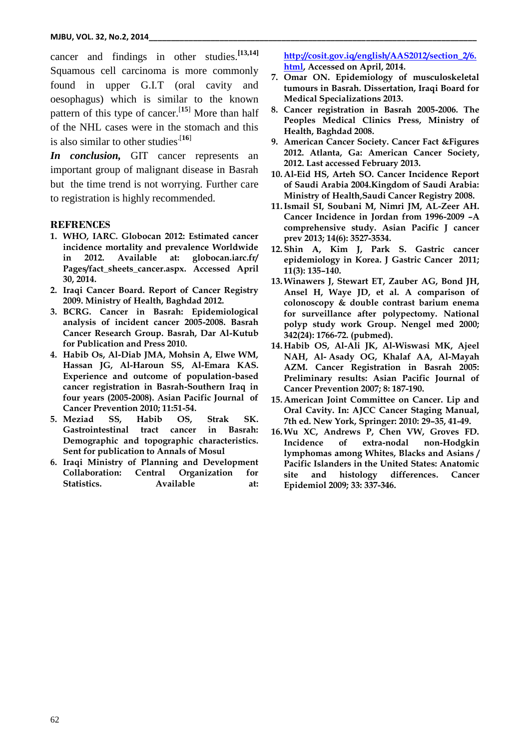cancer and findings in other studies.[13,14] Squamous cell carcinoma is more commonly found in upper G.I.T (oral cavity and oesophagus) which is similar to the known pattern of this type of cancer.[15] More than half of the NHL cases were in the stomach and this is also similar to other studies.[16]

***In conclusion,*** GIT cancer represents an important group of malignant disease in Basrah but the time trend is not worrying. Further care to registration is highly recommended.

## REFRENCES

1. **WHO, IARC. Globocan 2012: Estimated cancer incidence mortality and prevalence Worldwide in 2012. Available at: globocan.iarc.fr/ Pages/fact_sheets_cancer.aspx. Accessed April 30, 2014.**
2. **Iraqi Cancer Board. Report of Cancer Registry 2009. Ministry of Health, Baghdad 2012.**
3. **BCRG. Cancer in Basrah: Epidemiological analysis of incident cancer 2005-2008. Basrah Cancer Research Group. Basrah, Dar Al-Kutub for Publication and Press 2010.**
4. **Habib Os, Al-Diab JMA, Mohsin A, Elwe WM, Hassan JG, Al-Haroun SS, Al-Emara KAS. Experience and outcome of population-based cancer registration in Basrah-Southern Iraq in four years (2005-2008). Asian Pacific Journal of Cancer Prevention 2010; 11:51-54.**
5. **Meziad SS, Habib OS, Strak SK. Gastrointestinal tract cancer in Basrah: Demographic and topographic characteristics. Sent for publication to Annals of Mosul**
6. **Iraqi Ministry of Planning and Development Collaboration: Central Organization for Statistics. Available at: http://cosit.gov.iq/english/AAS2012/section_2/6.html, Accessed on April, 2014.**
7. **Omar ON. Epidemiology of musculoskeletal tumours in Basrah. Dissertation, Iraqi Board for Medical Specializations 2013.**
8. **Cancer registration in Basrah 2005-2006. The Peoples Medical Clinics Press, Ministry of Health, Baghdad 2008.**
9. **American Cancer Society. Cancer Fact &Figures 2012. Atlanta, Ga: American Cancer Society, 2012. Last accessed February 2013.**
10. **Al-Eid HS, Arteh SO. Cancer Incidence Report of Saudi Arabia 2004.Kingdom of Saudi Arabia: Ministry of Health,Saudi Cancer Registry 2008.**
11. **Ismail SI, Soubani M, Nimri JM, AL-Zeer AH. Cancer Incidence in Jordan from 1996-2009 –A comprehensive study. Asian Pacific J cancer prev 2013; 14(6): 3527-3534.**
12. **Shin A, Kim J, Park S. Gastric cancer epidemiology in Korea. J Gastric Cancer 2011; 11(3): 135–140.**
13. **Winawers J, Stewart ET, Zauber AG, Bond JH, Ansel H, Waye JD, et al. A comparison of colonoscopy & double contrast barium enema for surveillance after polypectomy. National polyp study work Group. Nengel med 2000; 342(24): 1766-72. (pubmed).**
14. **Habib OS, Al-Ali JK, Al-Wiswasi MK, Ajeel NAH, Al- Asady OG, Khalaf AA, Al-Mayah AZM. Cancer Registration in Basrah 2005: Preliminary results: Asian Pacific Journal of Cancer Prevention 2007; 8: 187-190.**
15. **American Joint Committee on Cancer. Lip and Oral Cavity. In: AJCC Cancer Staging Manual, 7th ed. New York, Springer: 2010: 29–35, 41-49.**
16. **Wu XC, Andrews P, Chen VW, Groves FD. Incidence of extra-nodal non-Hodgkin lymphomas among Whites, Blacks and Asians / Pacific Islanders in the United States: Anatomic site and histology differences. Cancer Epidemiol 2009; 33: 337-346.**